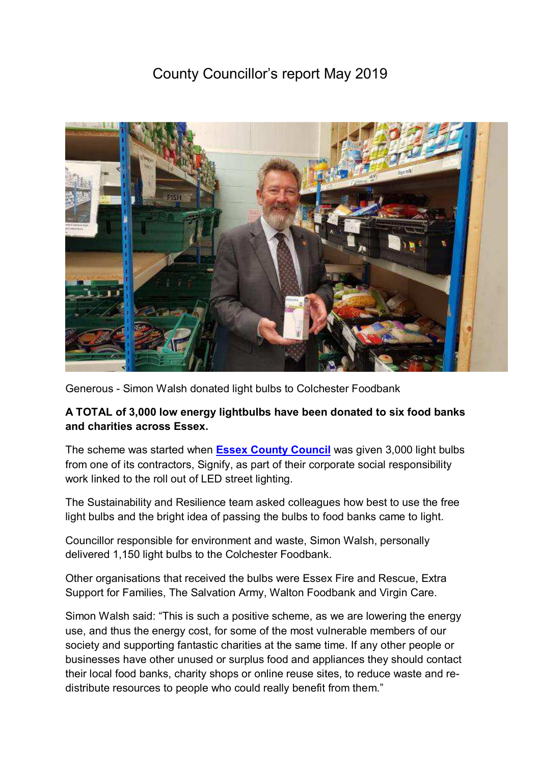# County Councillor's report May 2019

Generous - Simon Walsh donated light bulbs to Colchester Foodbank

**A TOTAL of 3,000 low energy lightbulbs have been donated to six food banks and charities across Essex.**

The scheme was started when **Essex County Council** was given 3,000 light bulbs from one of its contractors, Signify, as part of their corporate social responsibility work linked to the roll out of LED street lighting.

The Sustainability and Resilience team asked colleagues how best to use the free light bulbs and the bright idea of passing the bulbs to food banks came to light.

Councillor responsible for environment and waste, Simon Walsh, personally delivered 1,150 light bulbs to the Colchester Foodbank.

Other organisations that received the bulbs were Essex Fire and Rescue, Extra Support for Families, The Salvation Army, Walton Foodbank and Virgin Care.

Simon Walsh said: "This is such a positive scheme, as we are lowering the energy use, and thus the energy cost, for some of the most vulnerable members of our society and supporting fantastic charities at the same time. If any other people or businesses have other unused or surplus food and appliances they should contact their local food banks, charity shops or online reuse sites, to reduce waste and re-distribute resources to people who could really benefit from them."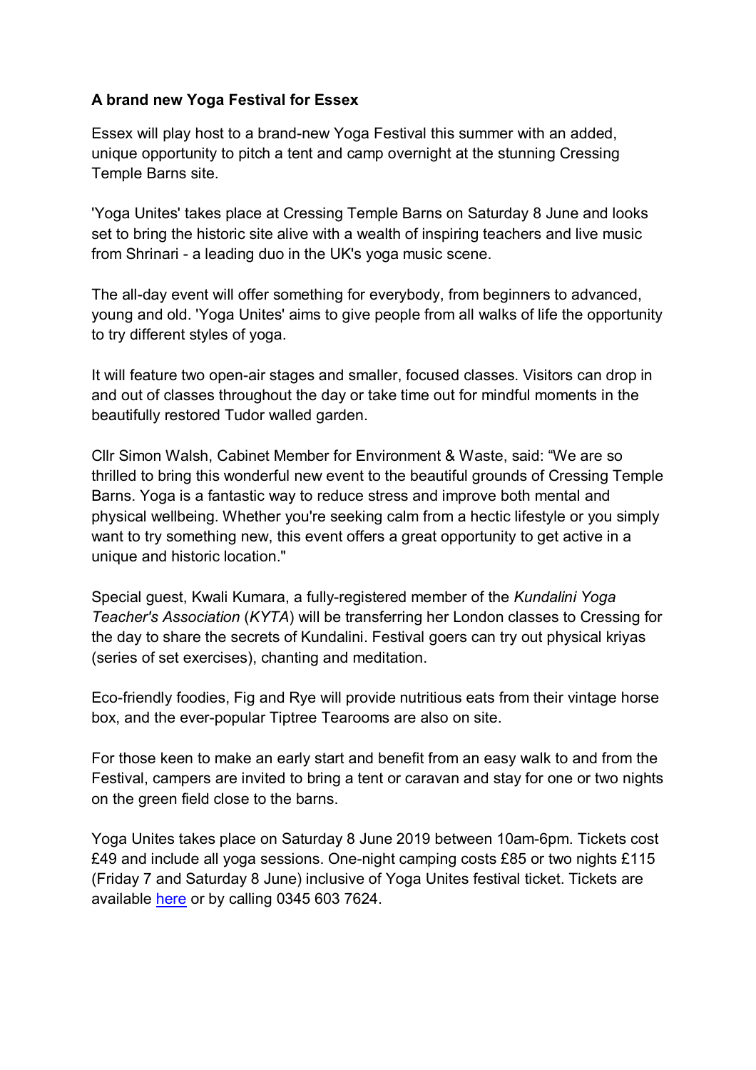**A brand new Yoga Festival for Essex**

Essex will play host to a brand-new Yoga Festival this summer with an added, unique opportunity to pitch a tent and camp overnight at the stunning Cressing Temple Barns site.

'Yoga Unites' takes place at Cressing Temple Barns on Saturday 8 June and looks set to bring the historic site alive with a wealth of inspiring teachers and live music from Shrinari - a leading duo in the UK's yoga music scene.

The all-day event will offer something for everybody, from beginners to advanced, young and old. 'Yoga Unites' aims to give people from all walks of life the opportunity to try different styles of yoga.

It will feature two open-air stages and smaller, focused classes. Visitors can drop in and out of classes throughout the day or take time out for mindful moments in the beautifully restored Tudor walled garden.

Cllr Simon Walsh, Cabinet Member for Environment & Waste, said: “We are so thrilled to bring this wonderful new event to the beautiful grounds of Cressing Temple Barns. Yoga is a fantastic way to reduce stress and improve both mental and physical wellbeing. Whether you're seeking calm from a hectic lifestyle or you simply want to try something new, this event offers a great opportunity to get active in a unique and historic location."

Special guest, Kwali Kumara, a fully-registered member of the *Kundalini Yoga Teacher's Association* (*KYTA*) will be transferring her London classes to Cressing for the day to share the secrets of Kundalini. Festival goers can try out physical kriyas (series of set exercises), chanting and meditation.

Eco-friendly foodies, Fig and Rye will provide nutritious eats from their vintage horse box, and the ever-popular Tiptree Tearooms are also on site.

For those keen to make an early start and benefit from an easy walk to and from the Festival, campers are invited to bring a tent or caravan and stay for one or two nights on the green field close to the barns.

Yoga Unites takes place on Saturday 8 June 2019 between 10am-6pm. Tickets cost £49 and include all yoga sessions. One-night camping costs £85 or two nights £115 (Friday 7 and Saturday 8 June) inclusive of Yoga Unites festival ticket. Tickets are available here or by calling 0345 603 7624.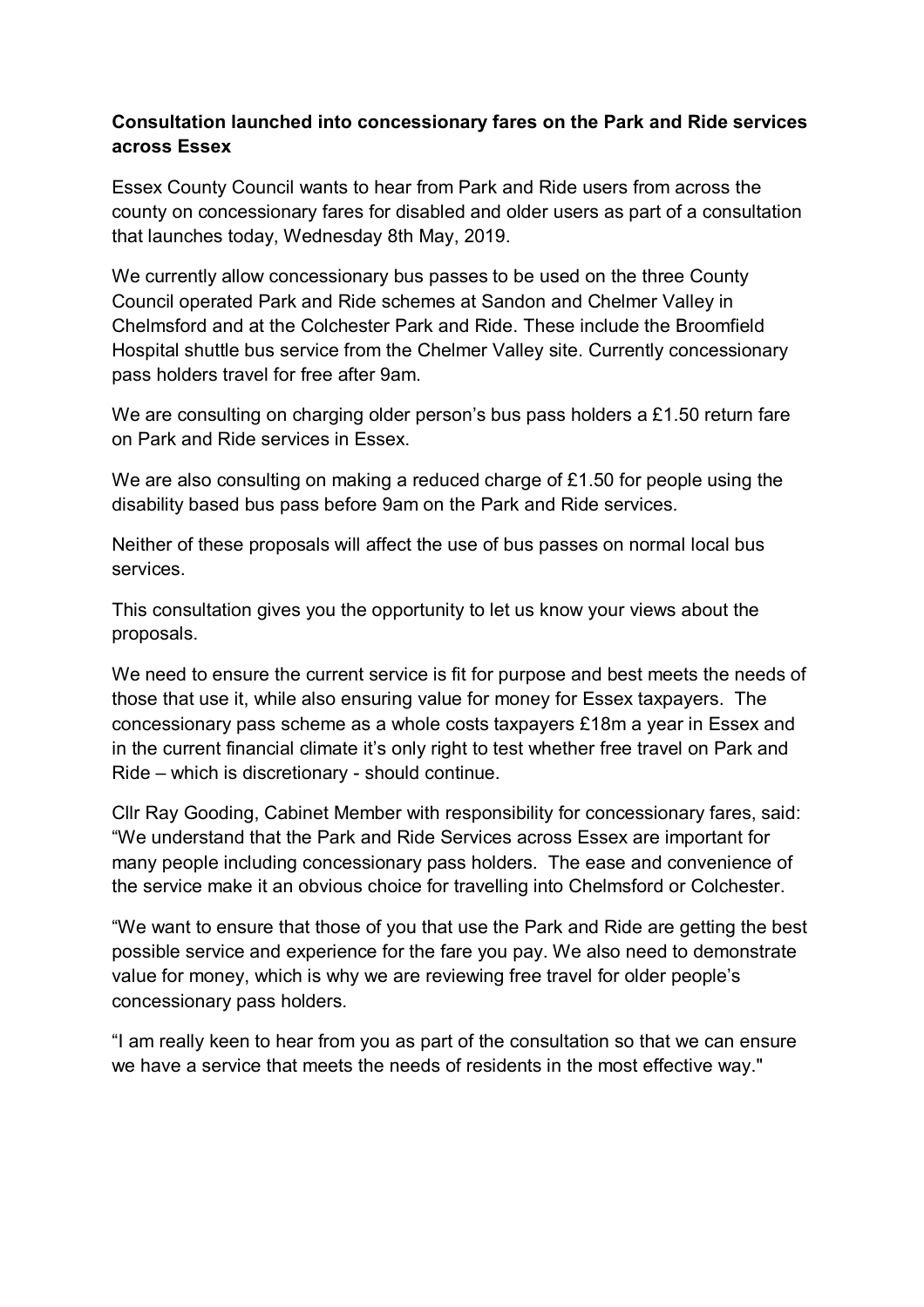**Consultation launched into concessionary fares on the Park and Ride services across Essex**

Essex County Council wants to hear from Park and Ride users from across the county on concessionary fares for disabled and older users as part of a consultation that launches today, Wednesday 8th May, 2019.

We currently allow concessionary bus passes to be used on the three County Council operated Park and Ride schemes at Sandon and Chelmer Valley in Chelmsford and at the Colchester Park and Ride. These include the Broomfield Hospital shuttle bus service from the Chelmer Valley site. Currently concessionary pass holders travel for free after 9am.

We are consulting on charging older person's bus pass holders a £1.50 return fare on Park and Ride services in Essex.

We are also consulting on making a reduced charge of £1.50 for people using the disability based bus pass before 9am on the Park and Ride services.

Neither of these proposals will affect the use of bus passes on normal local bus services.

This consultation gives you the opportunity to let us know your views about the proposals.

We need to ensure the current service is fit for purpose and best meets the needs of those that use it, while also ensuring value for money for Essex taxpayers. The concessionary pass scheme as a whole costs taxpayers £18m a year in Essex and in the current financial climate it's only right to test whether free travel on Park and Ride – which is discretionary - should continue.

Cllr Ray Gooding, Cabinet Member with responsibility for concessionary fares, said: "We understand that the Park and Ride Services across Essex are important for many people including concessionary pass holders. The ease and convenience of the service make it an obvious choice for travelling into Chelmsford or Colchester.

"We want to ensure that those of you that use the Park and Ride are getting the best possible service and experience for the fare you pay. We also need to demonstrate value for money, which is why we are reviewing free travel for older people's concessionary pass holders.

"I am really keen to hear from you as part of the consultation so that we can ensure we have a service that meets the needs of residents in the most effective way."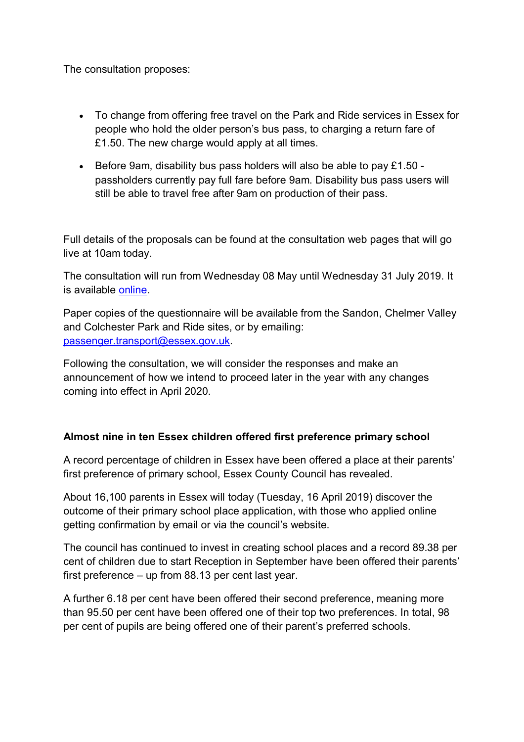The consultation proposes:

- To change from offering free travel on the Park and Ride services in Essex for people who hold the older person's bus pass, to charging a return fare of £1.50. The new charge would apply at all times.
- Before 9am, disability bus pass holders will also be able to pay £1.50 - passholders currently pay full fare before 9am. Disability bus pass users will still be able to travel free after 9am on production of their pass.

Full details of the proposals can be found at the consultation web pages that will go live at 10am today.

The consultation will run from Wednesday 08 May until Wednesday 31 July 2019. It is available [online](online).

Paper copies of the questionnaire will be available from the Sandon, Chelmer Valley and Colchester Park and Ride sites, or by emailing: [passenger.transport@essex.gov.uk](mailto:passenger.transport@essex.gov.uk).

Following the consultation, we will consider the responses and make an announcement of how we intend to proceed later in the year with any changes coming into effect in April 2020.

**Almost nine in ten Essex children offered first preference primary school**

A record percentage of children in Essex have been offered a place at their parents' first preference of primary school, Essex County Council has revealed.

About 16,100 parents in Essex will today (Tuesday, 16 April 2019) discover the outcome of their primary school place application, with those who applied online getting confirmation by email or via the council's website.

The council has continued to invest in creating school places and a record 89.38 per cent of children due to start Reception in September have been offered their parents' first preference – up from 88.13 per cent last year.

A further 6.18 per cent have been offered their second preference, meaning more than 95.50 per cent have been offered one of their top two preferences. In total, 98 per cent of pupils are being offered one of their parent's preferred schools.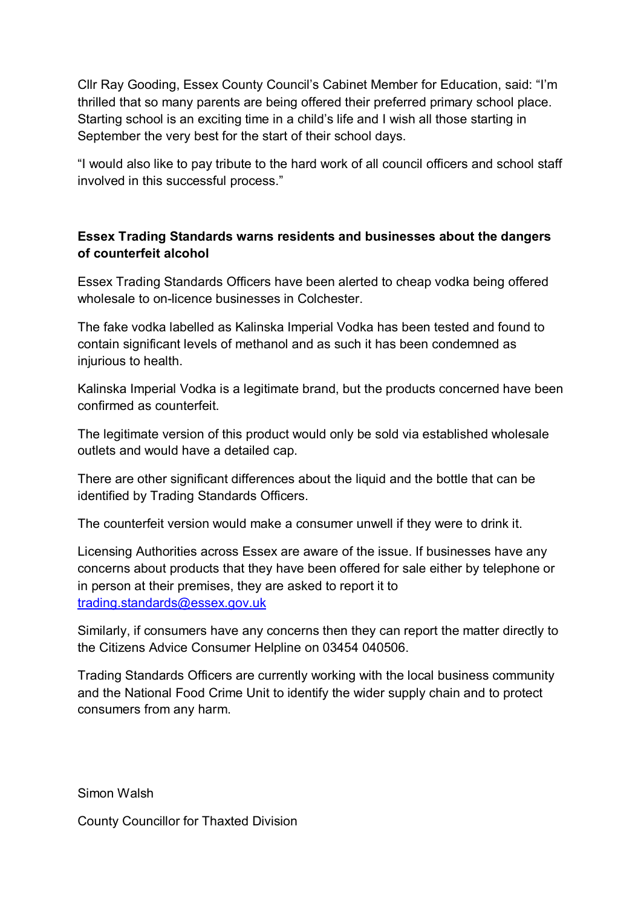Cllr Ray Gooding, Essex County Council's Cabinet Member for Education, said: "I'm thrilled that so many parents are being offered their preferred primary school place. Starting school is an exciting time in a child's life and I wish all those starting in September the very best for the start of their school days.

"I would also like to pay tribute to the hard work of all council officers and school staff involved in this successful process."

**Essex Trading Standards warns residents and businesses about the dangers of counterfeit alcohol**

Essex Trading Standards Officers have been alerted to cheap vodka being offered wholesale to on-licence businesses in Colchester.

The fake vodka labelled as Kalinska Imperial Vodka has been tested and found to contain significant levels of methanol and as such it has been condemned as injurious to health.

Kalinska Imperial Vodka is a legitimate brand, but the products concerned have been confirmed as counterfeit.

The legitimate version of this product would only be sold via established wholesale outlets and would have a detailed cap.

There are other significant differences about the liquid and the bottle that can be identified by Trading Standards Officers.

The counterfeit version would make a consumer unwell if they were to drink it.

Licensing Authorities across Essex are aware of the issue. If businesses have any concerns about products that they have been offered for sale either by telephone or in person at their premises, they are asked to report it to [trading.standards@essex.gov.uk](mailto:trading.standards@essex.gov.uk)

Similarly, if consumers have any concerns then they can report the matter directly to the Citizens Advice Consumer Helpline on 03454 040506.

Trading Standards Officers are currently working with the local business community and the National Food Crime Unit to identify the wider supply chain and to protect consumers from any harm.

Simon Walsh

County Councillor for Thaxted Division